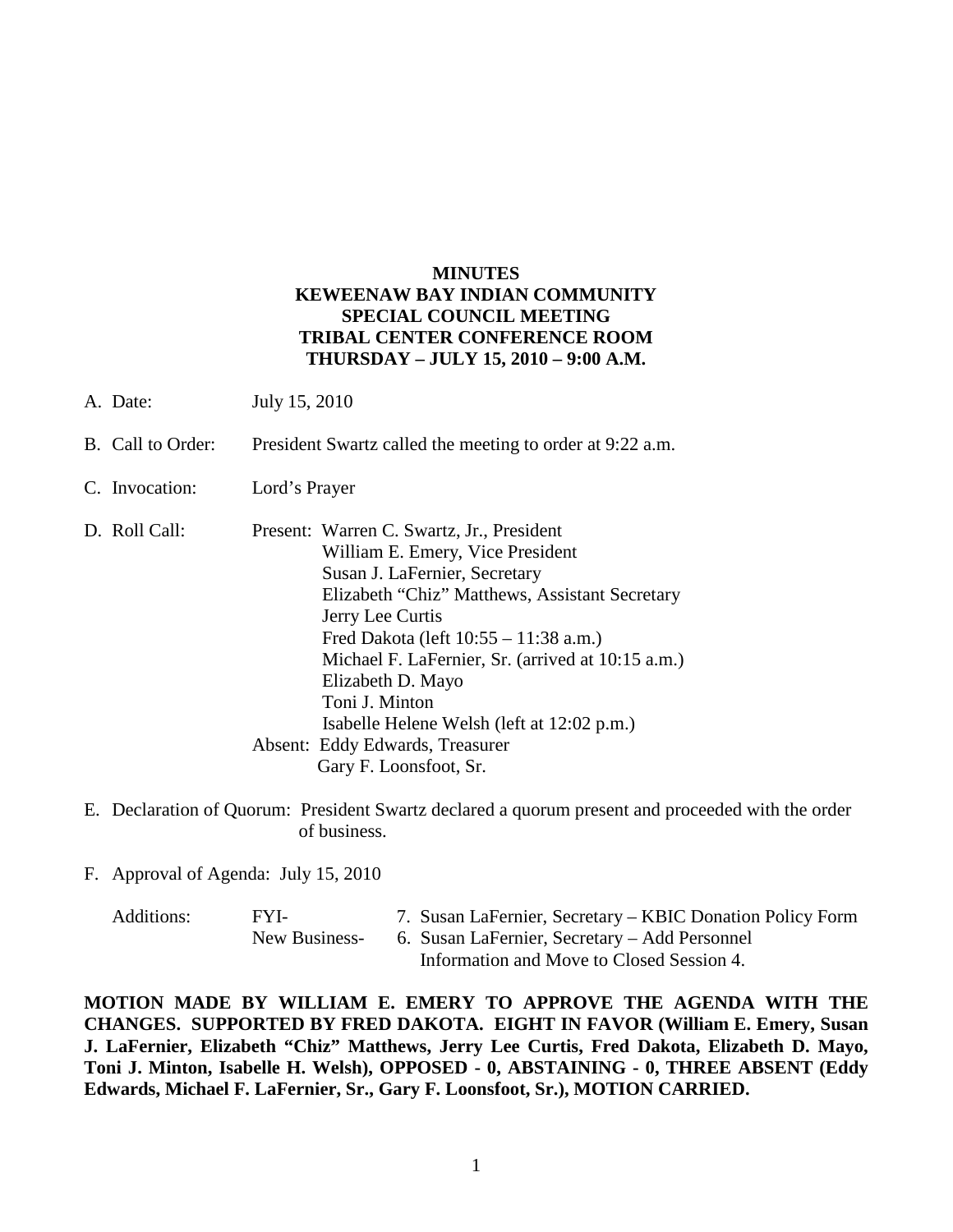# MINUTES
# KEWEENAW BAY INDIAN COMMUNITY
# SPECIAL COUNCIL MEETING
# TRIBAL CENTER CONFERENCE ROOM
# THURSDAY – JULY 15, 2010 – 9:00 A.M.

A. Date: July 15, 2010

B. Call to Order: President Swartz called the meeting to order at 9:22 a.m.

C. Invocation: Lord's Prayer

D. Roll Call: Present: Warren C. Swartz, Jr., President
William E. Emery, Vice President
Susan J. LaFernier, Secretary
Elizabeth "Chiz" Matthews, Assistant Secretary
Jerry Lee Curtis
Fred Dakota (left 10:55 – 11:38 a.m.)
Michael F. LaFernier, Sr. (arrived at 10:15 a.m.)
Elizabeth D. Mayo
Toni J. Minton
Isabelle Helene Welsh (left at 12:02 p.m.)
Absent: Eddy Edwards, Treasurer
Gary F. Loonsfoot, Sr.

E. Declaration of Quorum: President Swartz declared a quorum present and proceeded with the order of business.

F. Approval of Agenda: July 15, 2010

Additions: FYI- 7. Susan LaFernier, Secretary – KBIC Donation Policy Form
New Business- 6. Susan LaFernier, Secretary – Add Personnel Information and Move to Closed Session 4.

**MOTION MADE BY WILLIAM E. EMERY TO APPROVE THE AGENDA WITH THE CHANGES. SUPPORTED BY FRED DAKOTA. EIGHT IN FAVOR (William E. Emery, Susan J. LaFernier, Elizabeth "Chiz" Matthews, Jerry Lee Curtis, Fred Dakota, Elizabeth D. Mayo, Toni J. Minton, Isabelle H. Welsh), OPPOSED - 0, ABSTAINING - 0, THREE ABSENT (Eddy Edwards, Michael F. LaFernier, Sr., Gary F. Loonsfoot, Sr.), MOTION CARRIED.**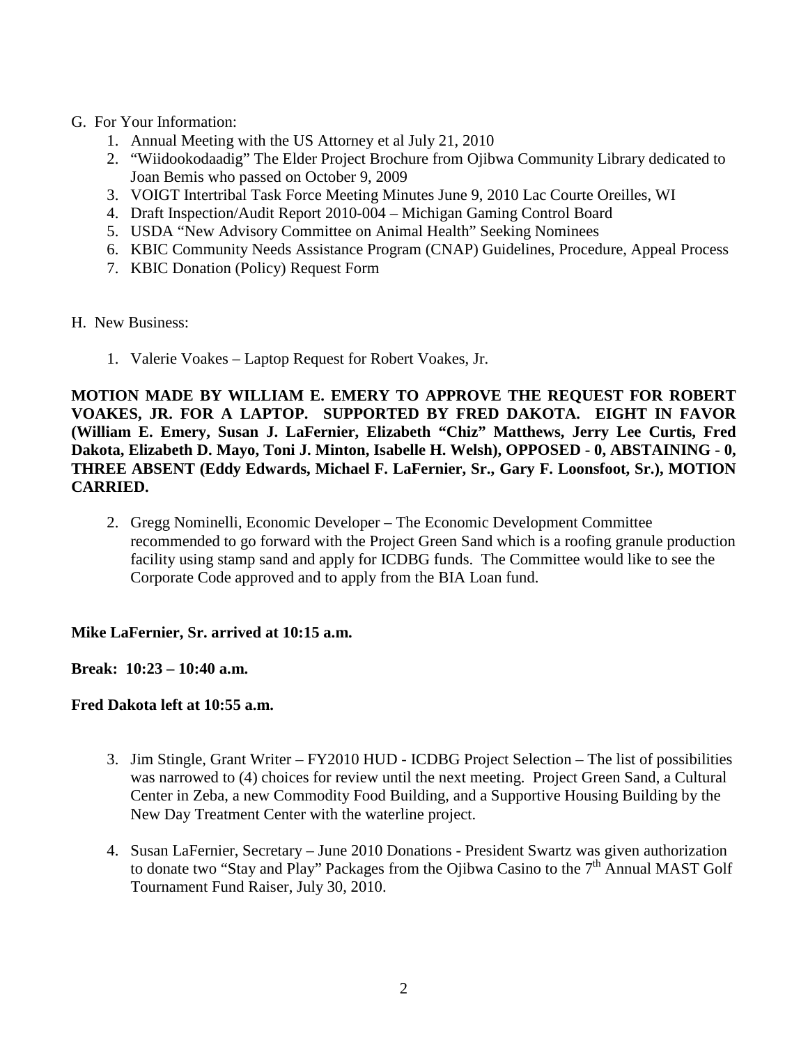G. For Your Information:

1. Annual Meeting with the US Attorney et al July 21, 2010
2. "Wiidookodaadig" The Elder Project Brochure from Ojibwa Community Library dedicated to Joan Bemis who passed on October 9, 2009
3. VOIGT Intertribal Task Force Meeting Minutes June 9, 2010 Lac Courte Oreilles, WI
4. Draft Inspection/Audit Report 2010-004 – Michigan Gaming Control Board
5. USDA "New Advisory Committee on Animal Health" Seeking Nominees
6. KBIC Community Needs Assistance Program (CNAP) Guidelines, Procedure, Appeal Process
7. KBIC Donation (Policy) Request Form

H. New Business:

1. Valerie Voakes – Laptop Request for Robert Voakes, Jr.

**MOTION MADE BY WILLIAM E. EMERY TO APPROVE THE REQUEST FOR ROBERT VOAKES, JR. FOR A LAPTOP. SUPPORTED BY FRED DAKOTA. EIGHT IN FAVOR (William E. Emery, Susan J. LaFernier, Elizabeth "Chiz" Matthews, Jerry Lee Curtis, Fred Dakota, Elizabeth D. Mayo, Toni J. Minton, Isabelle H. Welsh), OPPOSED - 0, ABSTAINING - 0, THREE ABSENT (Eddy Edwards, Michael F. LaFernier, Sr., Gary F. Loonsfoot, Sr.), MOTION CARRIED.**

2. Gregg Nominelli, Economic Developer – The Economic Development Committee recommended to go forward with the Project Green Sand which is a roofing granule production facility using stamp sand and apply for ICDBG funds. The Committee would like to see the Corporate Code approved and to apply from the BIA Loan fund.

**Mike LaFernier, Sr. arrived at 10:15 a.m.**

**Break: 10:23 – 10:40 a.m.**

**Fred Dakota left at 10:55 a.m.**

3. Jim Stingle, Grant Writer – FY2010 HUD - ICDBG Project Selection – The list of possibilities was narrowed to (4) choices for review until the next meeting. Project Green Sand, a Cultural Center in Zeba, a new Commodity Food Building, and a Supportive Housing Building by the New Day Treatment Center with the waterline project.

4. Susan LaFernier, Secretary – June 2010 Donations - President Swartz was given authorization to donate two "Stay and Play" Packages from the Ojibwa Casino to the 7th Annual MAST Golf Tournament Fund Raiser, July 30, 2010.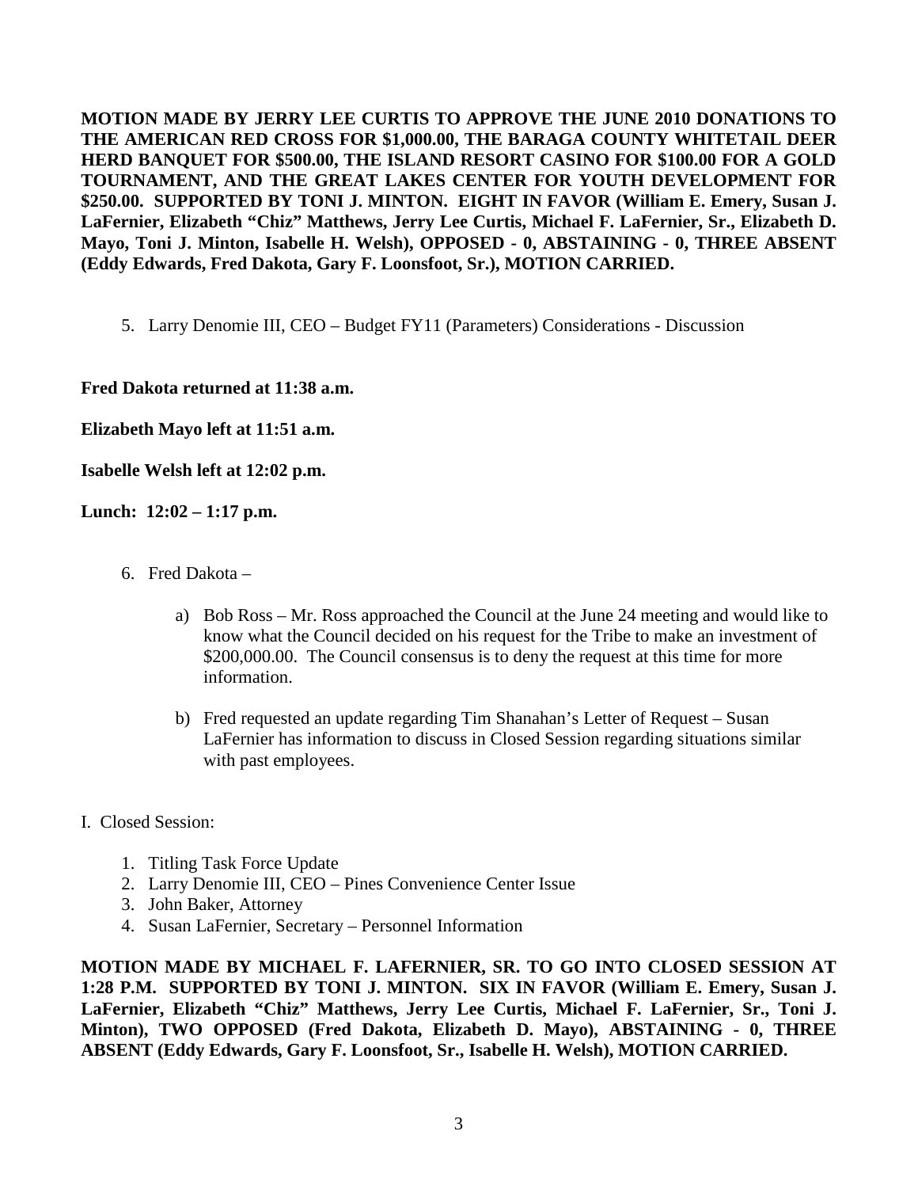**MOTION MADE BY JERRY LEE CURTIS TO APPROVE THE JUNE 2010 DONATIONS TO THE AMERICAN RED CROSS FOR $1,000.00, THE BARAGA COUNTY WHITETAIL DEER HERD BANQUET FOR $500.00, THE ISLAND RESORT CASINO FOR $100.00 FOR A GOLD TOURNAMENT, AND THE GREAT LAKES CENTER FOR YOUTH DEVELOPMENT FOR $250.00. SUPPORTED BY TONI J. MINTON. EIGHT IN FAVOR (William E. Emery, Susan J. LaFernier, Elizabeth "Chiz" Matthews, Jerry Lee Curtis, Michael F. LaFernier, Sr., Elizabeth D. Mayo, Toni J. Minton, Isabelle H. Welsh), OPPOSED - 0, ABSTAINING - 0, THREE ABSENT (Eddy Edwards, Fred Dakota, Gary F. Loonsfoot, Sr.), MOTION CARRIED.**

5. Larry Denomie III, CEO – Budget FY11 (Parameters) Considerations - Discussion

**Fred Dakota returned at 11:38 a.m.**

**Elizabeth Mayo left at 11:51 a.m.**

**Isabelle Welsh left at 12:02 p.m.**

**Lunch: 12:02 – 1:17 p.m.**

6. Fred Dakota –

   a) Bob Ross – Mr. Ross approached the Council at the June 24 meeting and would like to know what the Council decided on his request for the Tribe to make an investment of $200,000.00. The Council consensus is to deny the request at this time for more information.

   b) Fred requested an update regarding Tim Shanahan's Letter of Request – Susan LaFernier has information to discuss in Closed Session regarding situations similar with past employees.

I. Closed Session:

1. Titling Task Force Update
2. Larry Denomie III, CEO – Pines Convenience Center Issue
3. John Baker, Attorney
4. Susan LaFernier, Secretary – Personnel Information

**MOTION MADE BY MICHAEL F. LAFERNIER, SR. TO GO INTO CLOSED SESSION AT 1:28 P.M. SUPPORTED BY TONI J. MINTON. SIX IN FAVOR (William E. Emery, Susan J. LaFernier, Elizabeth "Chiz" Matthews, Jerry Lee Curtis, Michael F. LaFernier, Sr., Toni J. Minton), TWO OPPOSED (Fred Dakota, Elizabeth D. Mayo), ABSTAINING - 0, THREE ABSENT (Eddy Edwards, Gary F. Loonsfoot, Sr., Isabelle H. Welsh), MOTION CARRIED.**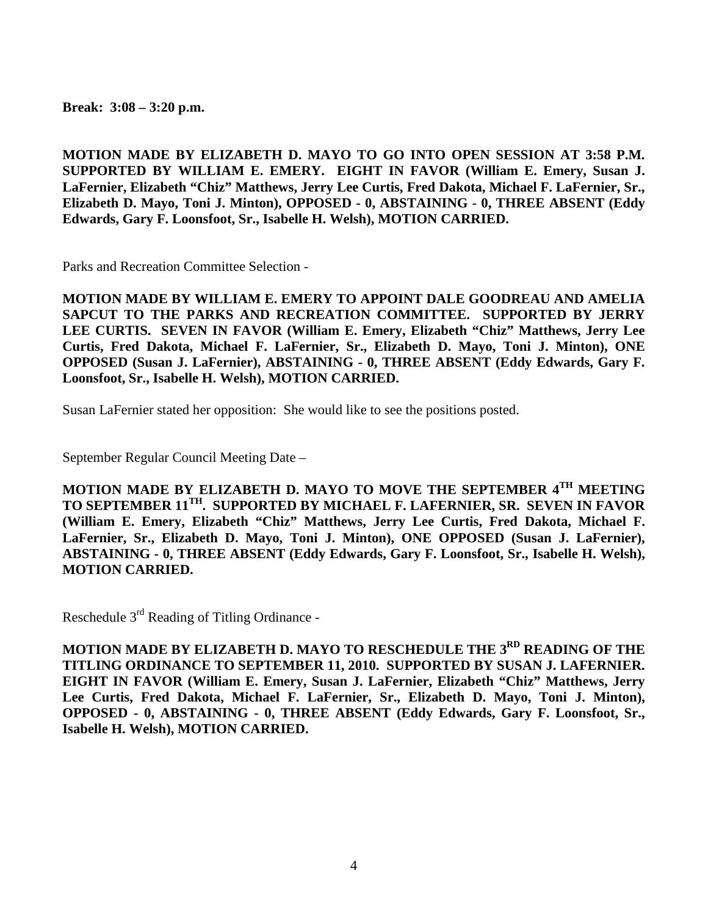**Break: 3:08 – 3:20 p.m.**

**MOTION MADE BY ELIZABETH D. MAYO TO GO INTO OPEN SESSION AT 3:58 P.M. SUPPORTED BY WILLIAM E. EMERY. EIGHT IN FAVOR (William E. Emery, Susan J. LaFernier, Elizabeth "Chiz" Matthews, Jerry Lee Curtis, Fred Dakota, Michael F. LaFernier, Sr., Elizabeth D. Mayo, Toni J. Minton), OPPOSED - 0, ABSTAINING - 0, THREE ABSENT (Eddy Edwards, Gary F. Loonsfoot, Sr., Isabelle H. Welsh), MOTION CARRIED.**

Parks and Recreation Committee Selection -

**MOTION MADE BY WILLIAM E. EMERY TO APPOINT DALE GOODREAU AND AMELIA SAPCUT TO THE PARKS AND RECREATION COMMITTEE. SUPPORTED BY JERRY LEE CURTIS. SEVEN IN FAVOR (William E. Emery, Elizabeth "Chiz" Matthews, Jerry Lee Curtis, Fred Dakota, Michael F. LaFernier, Sr., Elizabeth D. Mayo, Toni J. Minton), ONE OPPOSED (Susan J. LaFernier), ABSTAINING - 0, THREE ABSENT (Eddy Edwards, Gary F. Loonsfoot, Sr., Isabelle H. Welsh), MOTION CARRIED.**

Susan LaFernier stated her opposition: She would like to see the positions posted.

September Regular Council Meeting Date –

**MOTION MADE BY ELIZABETH D. MAYO TO MOVE THE SEPTEMBER 4TH MEETING TO SEPTEMBER 11TH. SUPPORTED BY MICHAEL F. LAFERNIER, SR. SEVEN IN FAVOR (William E. Emery, Elizabeth "Chiz" Matthews, Jerry Lee Curtis, Fred Dakota, Michael F. LaFernier, Sr., Elizabeth D. Mayo, Toni J. Minton), ONE OPPOSED (Susan J. LaFernier), ABSTAINING - 0, THREE ABSENT (Eddy Edwards, Gary F. Loonsfoot, Sr., Isabelle H. Welsh), MOTION CARRIED.**

Reschedule 3rd Reading of Titling Ordinance -

**MOTION MADE BY ELIZABETH D. MAYO TO RESCHEDULE THE 3RD READING OF THE TITLING ORDINANCE TO SEPTEMBER 11, 2010. SUPPORTED BY SUSAN J. LAFERNIER. EIGHT IN FAVOR (William E. Emery, Susan J. LaFernier, Elizabeth "Chiz" Matthews, Jerry Lee Curtis, Fred Dakota, Michael F. LaFernier, Sr., Elizabeth D. Mayo, Toni J. Minton), OPPOSED - 0, ABSTAINING - 0, THREE ABSENT (Eddy Edwards, Gary F. Loonsfoot, Sr., Isabelle H. Welsh), MOTION CARRIED.**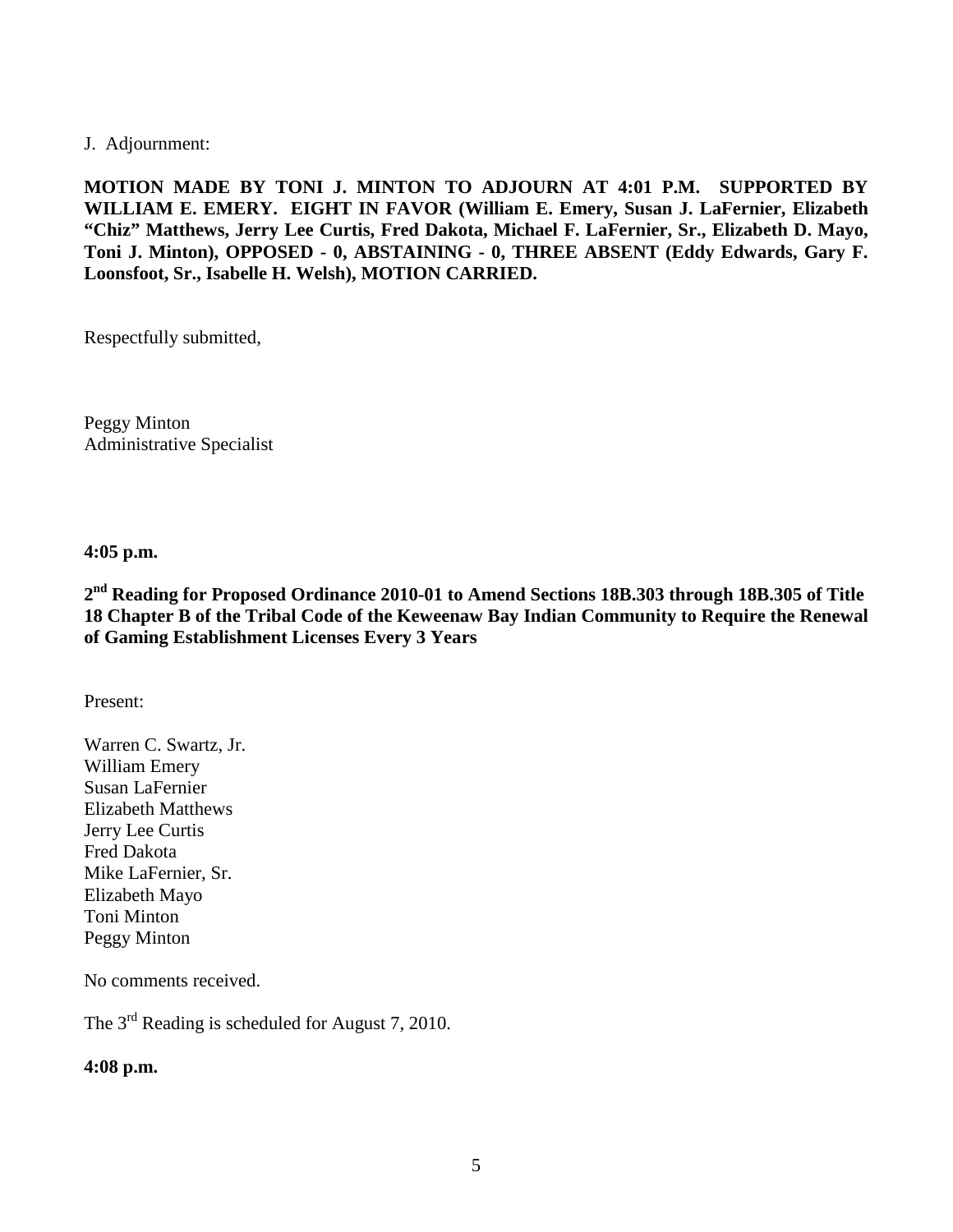J. Adjournment:

**MOTION MADE BY TONI J. MINTON TO ADJOURN AT 4:01 P.M. SUPPORTED BY WILLIAM E. EMERY. EIGHT IN FAVOR (William E. Emery, Susan J. LaFernier, Elizabeth "Chiz" Matthews, Jerry Lee Curtis, Fred Dakota, Michael F. LaFernier, Sr., Elizabeth D. Mayo, Toni J. Minton), OPPOSED - 0, ABSTAINING - 0, THREE ABSENT (Eddy Edwards, Gary F. Loonsfoot, Sr., Isabelle H. Welsh), MOTION CARRIED.**

Respectfully submitted,

Peggy Minton
Administrative Specialist

**4:05 p.m.**

**2nd Reading for Proposed Ordinance 2010-01 to Amend Sections 18B.303 through 18B.305 of Title 18 Chapter B of the Tribal Code of the Keweenaw Bay Indian Community to Require the Renewal of Gaming Establishment Licenses Every 3 Years**

Present:

Warren C. Swartz, Jr.
William Emery
Susan LaFernier
Elizabeth Matthews
Jerry Lee Curtis
Fred Dakota
Mike LaFernier, Sr.
Elizabeth Mayo
Toni Minton
Peggy Minton

No comments received.

The 3rd Reading is scheduled for August 7, 2010.

**4:08 p.m.**